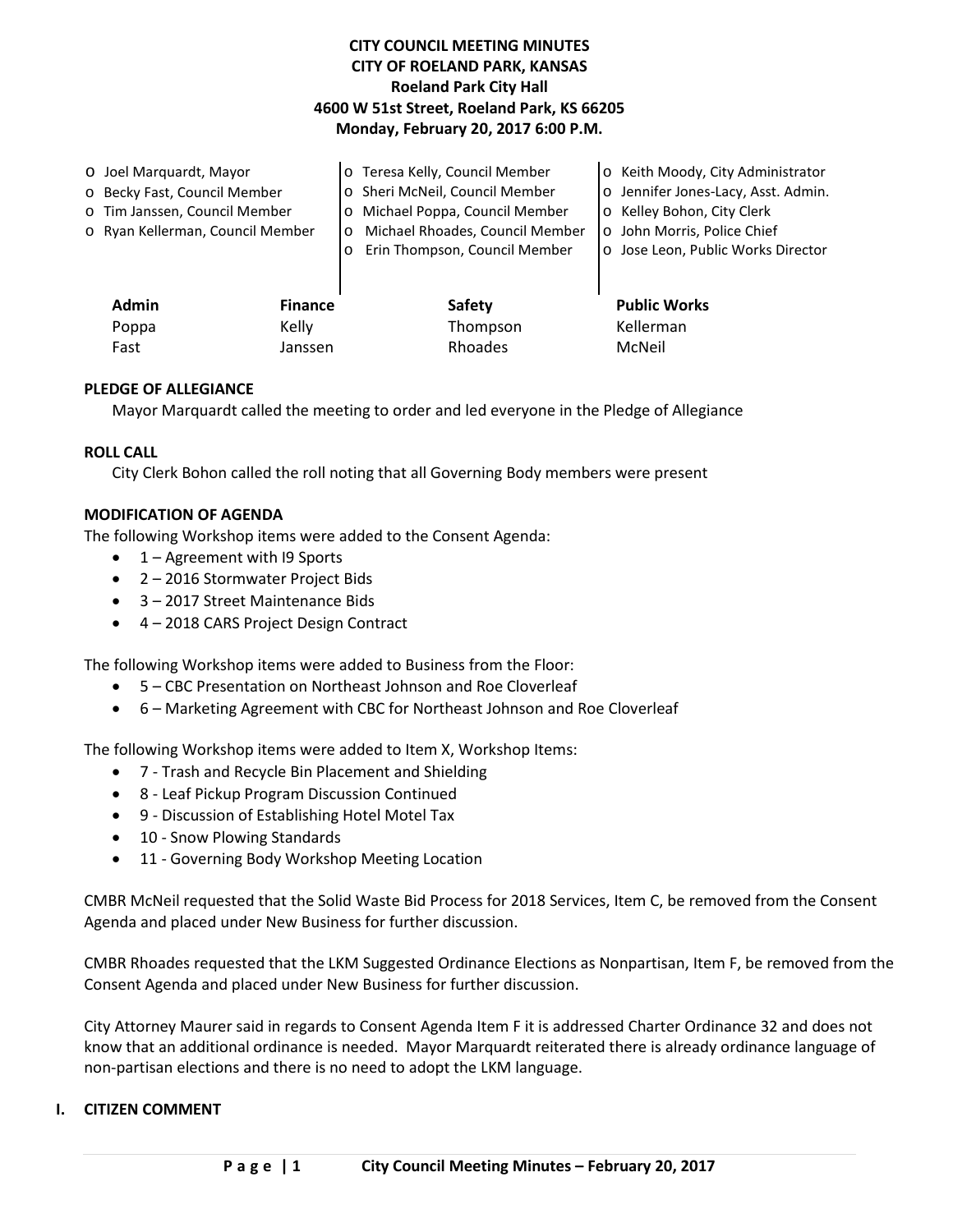# CITY COUNCIL MEETING MINUTES
## CITY OF ROELAND PARK, KANSAS
### Roeland Park City Hall
### 4600 W 51st Street, Roeland Park, KS 66205
### Monday, February 20, 2017 6:00 P.M.

- o Joel Marquardt, Mayor
- o Becky Fast, Council Member
- o Tim Janssen, Council Member
- o Ryan Kellerman, Council Member
- o Teresa Kelly, Council Member
- o Sheri McNeil, Council Member
- o Michael Poppa, Council Member
- o Michael Rhoades, Council Member
- o Erin Thompson, Council Member
- o Keith Moody, City Administrator
- o Jennifer Jones-Lacy, Asst. Admin.
- o Kelley Bohon, City Clerk
- o John Morris, Police Chief
- o Jose Leon, Public Works Director

| Admin | Finance | Safety | Public Works |
|---|---|---|---|
| Poppa | Kelly | Thompson | Kellerman |
| Fast | Janssen | Rhoades | McNeil |

**PLEDGE OF ALLEGIANCE**

Mayor Marquardt called the meeting to order and led everyone in the Pledge of Allegiance

**ROLL CALL**

City Clerk Bohon called the roll noting that all Governing Body members were present

**MODIFICATION OF AGENDA**

The following Workshop items were added to the Consent Agenda:

- 1 – Agreement with I9 Sports
- 2 – 2016 Stormwater Project Bids
- 3 – 2017 Street Maintenance Bids
- 4 – 2018 CARS Project Design Contract

The following Workshop items were added to Business from the Floor:

- 5 – CBC Presentation on Northeast Johnson and Roe Cloverleaf
- 6 – Marketing Agreement with CBC for Northeast Johnson and Roe Cloverleaf

The following Workshop items were added to Item X, Workshop Items:

- 7 - Trash and Recycle Bin Placement and Shielding
- 8 - Leaf Pickup Program Discussion Continued
- 9 - Discussion of Establishing Hotel Motel Tax
- 10 - Snow Plowing Standards
- 11 - Governing Body Workshop Meeting Location

CMBR McNeil requested that the Solid Waste Bid Process for 2018 Services, Item C, be removed from the Consent Agenda and placed under New Business for further discussion.

CMBR Rhoades requested that the LKM Suggested Ordinance Elections as Nonpartisan, Item F, be removed from the Consent Agenda and placed under New Business for further discussion.

City Attorney Maurer said in regards to Consent Agenda Item F it is addressed Charter Ordinance 32 and does not know that an additional ordinance is needed. Mayor Marquardt reiterated there is already ordinance language of non-partisan elections and there is no need to adopt the LKM language.

## I. CITIZEN COMMENT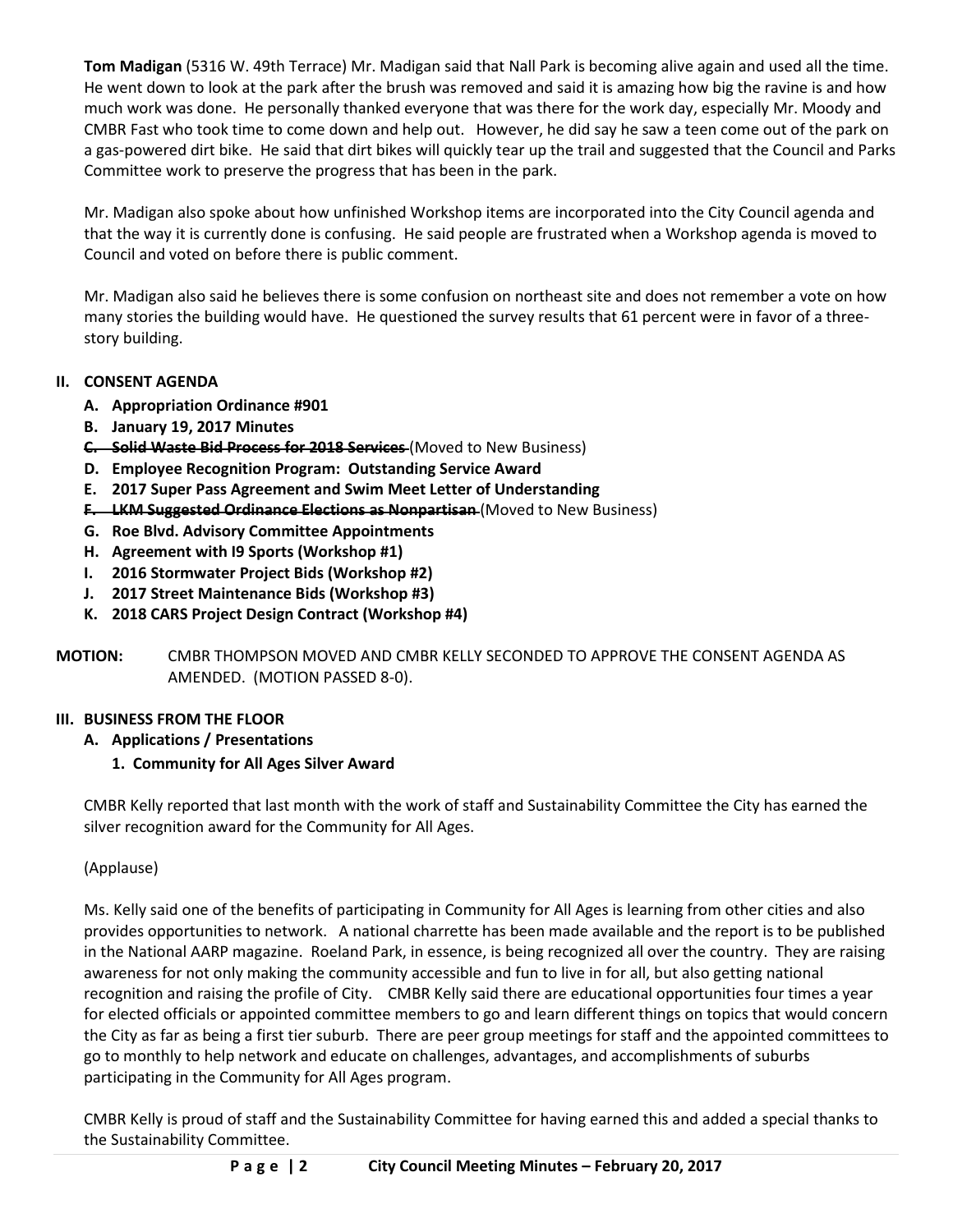**Tom Madigan** (5316 W. 49th Terrace) Mr. Madigan said that Nall Park is becoming alive again and used all the time. He went down to look at the park after the brush was removed and said it is amazing how big the ravine is and how much work was done. He personally thanked everyone that was there for the work day, especially Mr. Moody and CMBR Fast who took time to come down and help out. However, he did say he saw a teen come out of the park on a gas-powered dirt bike. He said that dirt bikes will quickly tear up the trail and suggested that the Council and Parks Committee work to preserve the progress that has been in the park.

Mr. Madigan also spoke about how unfinished Workshop items are incorporated into the City Council agenda and that the way it is currently done is confusing. He said people are frustrated when a Workshop agenda is moved to Council and voted on before there is public comment.

Mr. Madigan also said he believes there is some confusion on northeast site and does not remember a vote on how many stories the building would have. He questioned the survey results that 61 percent were in favor of a three-story building.

## II. CONSENT AGENDA

- **A. Appropriation Ordinance #901**
- **B. January 19, 2017 Minutes**
- ~~**C. Solid Waste Bid Process for 2018 Services**~~ (Moved to New Business)
- **D. Employee Recognition Program: Outstanding Service Award**
- **E. 2017 Super Pass Agreement and Swim Meet Letter of Understanding**
- ~~**F. LKM Suggested Ordinance Elections as Nonpartisan**~~ (Moved to New Business)
- **G. Roe Blvd. Advisory Committee Appointments**
- **H. Agreement with I9 Sports (Workshop #1)**
- **I. 2016 Stormwater Project Bids (Workshop #2)**
- **J. 2017 Street Maintenance Bids (Workshop #3)**
- **K. 2018 CARS Project Design Contract (Workshop #4)**

**MOTION:** CMBR THOMPSON MOVED AND CMBR KELLY SECONDED TO APPROVE THE CONSENT AGENDA AS AMENDED. (MOTION PASSED 8-0).

## III. BUSINESS FROM THE FLOOR

### A. Applications / Presentations

#### 1. Community for All Ages Silver Award

CMBR Kelly reported that last month with the work of staff and Sustainability Committee the City has earned the silver recognition award for the Community for All Ages.

(Applause)

Ms. Kelly said one of the benefits of participating in Community for All Ages is learning from other cities and also provides opportunities to network. A national charrette has been made available and the report is to be published in the National AARP magazine. Roeland Park, in essence, is being recognized all over the country. They are raising awareness for not only making the community accessible and fun to live in for all, but also getting national recognition and raising the profile of City. CMBR Kelly said there are educational opportunities four times a year for elected officials or appointed committee members to go and learn different things on topics that would concern the City as far as being a first tier suburb. There are peer group meetings for staff and the appointed committees to go to monthly to help network and educate on challenges, advantages, and accomplishments of suburbs participating in the Community for All Ages program.

CMBR Kelly is proud of staff and the Sustainability Committee for having earned this and added a special thanks to the Sustainability Committee.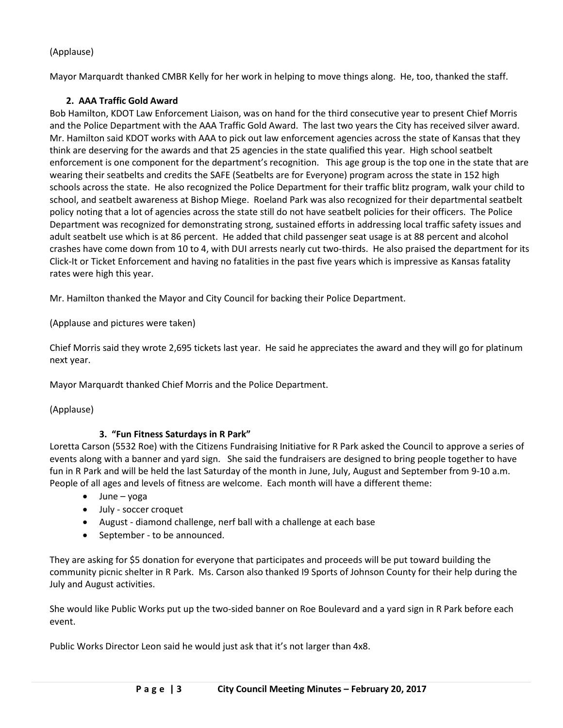(Applause)

Mayor Marquardt thanked CMBR Kelly for her work in helping to move things along. He, too, thanked the staff.

**2. AAA Traffic Gold Award**

Bob Hamilton, KDOT Law Enforcement Liaison, was on hand for the third consecutive year to present Chief Morris and the Police Department with the AAA Traffic Gold Award. The last two years the City has received silver award. Mr. Hamilton said KDOT works with AAA to pick out law enforcement agencies across the state of Kansas that they think are deserving for the awards and that 25 agencies in the state qualified this year. High school seatbelt enforcement is one component for the department's recognition. This age group is the top one in the state that are wearing their seatbelts and credits the SAFE (Seatbelts are for Everyone) program across the state in 152 high schools across the state. He also recognized the Police Department for their traffic blitz program, walk your child to school, and seatbelt awareness at Bishop Miege. Roeland Park was also recognized for their departmental seatbelt policy noting that a lot of agencies across the state still do not have seatbelt policies for their officers. The Police Department was recognized for demonstrating strong, sustained efforts in addressing local traffic safety issues and adult seatbelt use which is at 86 percent. He added that child passenger seat usage is at 88 percent and alcohol crashes have come down from 10 to 4, with DUI arrests nearly cut two-thirds. He also praised the department for its Click-It or Ticket Enforcement and having no fatalities in the past five years which is impressive as Kansas fatality rates were high this year.

Mr. Hamilton thanked the Mayor and City Council for backing their Police Department.

(Applause and pictures were taken)

Chief Morris said they wrote 2,695 tickets last year. He said he appreciates the award and they will go for platinum next year.

Mayor Marquardt thanked Chief Morris and the Police Department.

(Applause)

**3. "Fun Fitness Saturdays in R Park"**

Loretta Carson (5532 Roe) with the Citizens Fundraising Initiative for R Park asked the Council to approve a series of events along with a banner and yard sign. She said the fundraisers are designed to bring people together to have fun in R Park and will be held the last Saturday of the month in June, July, August and September from 9-10 a.m. People of all ages and levels of fitness are welcome. Each month will have a different theme:

- June – yoga
- July - soccer croquet
- August - diamond challenge, nerf ball with a challenge at each base
- September - to be announced.

They are asking for $5 donation for everyone that participates and proceeds will be put toward building the community picnic shelter in R Park. Ms. Carson also thanked I9 Sports of Johnson County for their help during the July and August activities.

She would like Public Works put up the two-sided banner on Roe Boulevard and a yard sign in R Park before each event.

Public Works Director Leon said he would just ask that it's not larger than 4x8.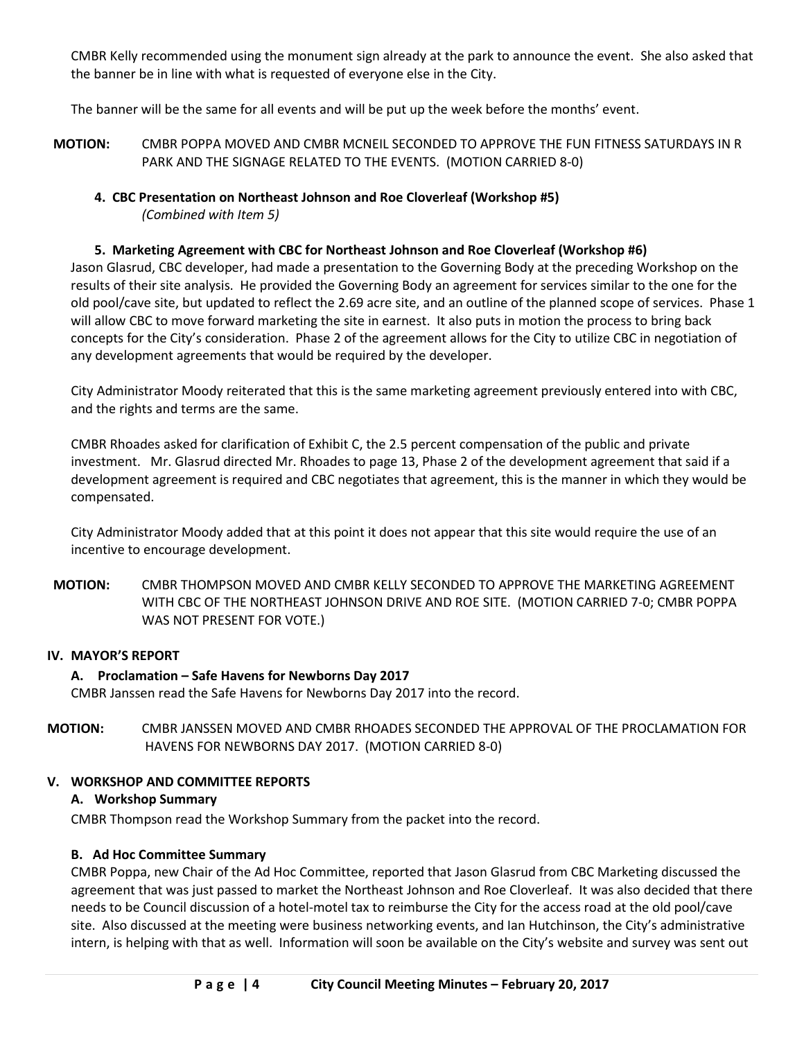CMBR Kelly recommended using the monument sign already at the park to announce the event. She also asked that the banner be in line with what is requested of everyone else in the City.

The banner will be the same for all events and will be put up the week before the months' event.

**MOTION:** CMBR POPPA MOVED AND CMBR MCNEIL SECONDED TO APPROVE THE FUN FITNESS SATURDAYS IN R PARK AND THE SIGNAGE RELATED TO THE EVENTS. (MOTION CARRIED 8-0)

**4. CBC Presentation on Northeast Johnson and Roe Cloverleaf (Workshop #5)**
*(Combined with Item 5)*

**5. Marketing Agreement with CBC for Northeast Johnson and Roe Cloverleaf (Workshop #6)**

Jason Glasrud, CBC developer, had made a presentation to the Governing Body at the preceding Workshop on the results of their site analysis. He provided the Governing Body an agreement for services similar to the one for the old pool/cave site, but updated to reflect the 2.69 acre site, and an outline of the planned scope of services. Phase 1 will allow CBC to move forward marketing the site in earnest. It also puts in motion the process to bring back concepts for the City's consideration. Phase 2 of the agreement allows for the City to utilize CBC in negotiation of any development agreements that would be required by the developer.

City Administrator Moody reiterated that this is the same marketing agreement previously entered into with CBC, and the rights and terms are the same.

CMBR Rhoades asked for clarification of Exhibit C, the 2.5 percent compensation of the public and private investment. Mr. Glasrud directed Mr. Rhoades to page 13, Phase 2 of the development agreement that said if a development agreement is required and CBC negotiates that agreement, this is the manner in which they would be compensated.

City Administrator Moody added that at this point it does not appear that this site would require the use of an incentive to encourage development.

**MOTION:** CMBR THOMPSON MOVED AND CMBR KELLY SECONDED TO APPROVE THE MARKETING AGREEMENT WITH CBC OF THE NORTHEAST JOHNSON DRIVE AND ROE SITE. (MOTION CARRIED 7-0; CMBR POPPA WAS NOT PRESENT FOR VOTE.)

## IV. MAYOR'S REPORT

### A. Proclamation – Safe Havens for Newborns Day 2017

CMBR Janssen read the Safe Havens for Newborns Day 2017 into the record.

**MOTION:** CMBR JANSSEN MOVED AND CMBR RHOADES SECONDED THE APPROVAL OF THE PROCLAMATION FOR HAVENS FOR NEWBORNS DAY 2017. (MOTION CARRIED 8-0)

## V. WORKSHOP AND COMMITTEE REPORTS

### A. Workshop Summary

CMBR Thompson read the Workshop Summary from the packet into the record.

### B. Ad Hoc Committee Summary

CMBR Poppa, new Chair of the Ad Hoc Committee, reported that Jason Glasrud from CBC Marketing discussed the agreement that was just passed to market the Northeast Johnson and Roe Cloverleaf. It was also decided that there needs to be Council discussion of a hotel-motel tax to reimburse the City for the access road at the old pool/cave site. Also discussed at the meeting were business networking events, and Ian Hutchinson, the City's administrative intern, is helping with that as well. Information will soon be available on the City's website and survey was sent out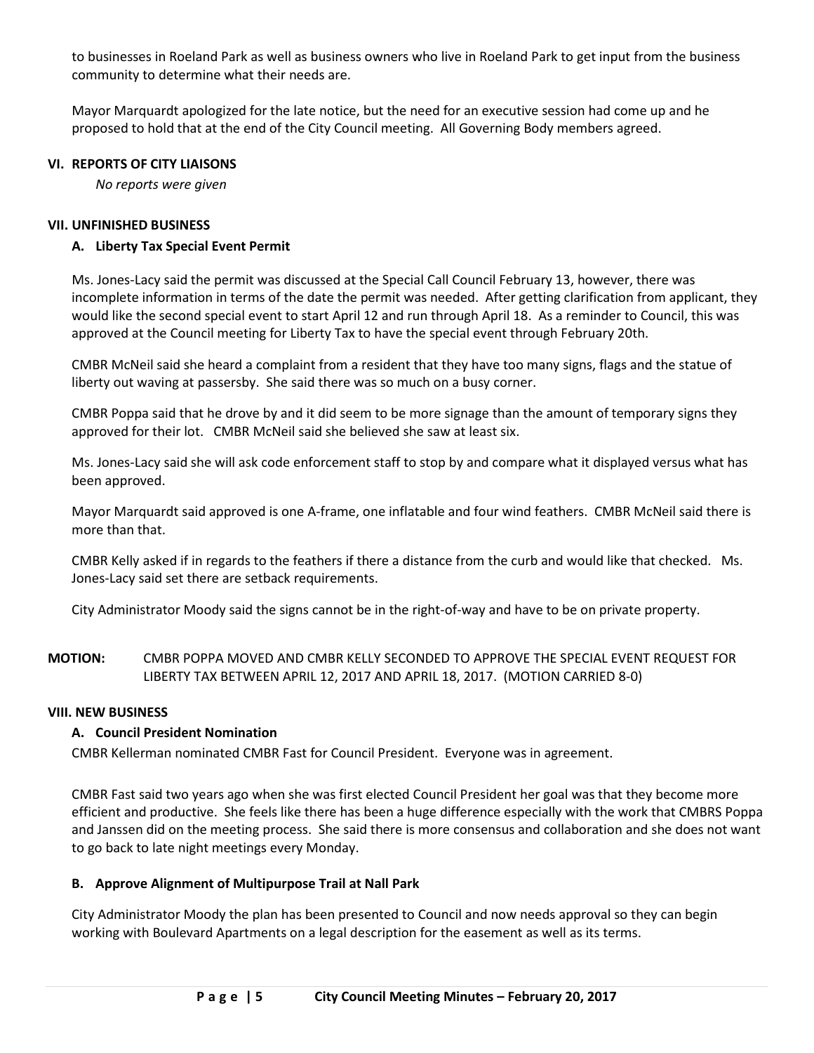to businesses in Roeland Park as well as business owners who live in Roeland Park to get input from the business community to determine what their needs are.

Mayor Marquardt apologized for the late notice, but the need for an executive session had come up and he proposed to hold that at the end of the City Council meeting. All Governing Body members agreed.

### VI. REPORTS OF CITY LIAISONS

*No reports were given*

### VII. UNFINISHED BUSINESS

#### A. Liberty Tax Special Event Permit

Ms. Jones-Lacy said the permit was discussed at the Special Call Council February 13, however, there was incomplete information in terms of the date the permit was needed. After getting clarification from applicant, they would like the second special event to start April 12 and run through April 18. As a reminder to Council, this was approved at the Council meeting for Liberty Tax to have the special event through February 20th.

CMBR McNeil said she heard a complaint from a resident that they have too many signs, flags and the statue of liberty out waving at passersby. She said there was so much on a busy corner.

CMBR Poppa said that he drove by and it did seem to be more signage than the amount of temporary signs they approved for their lot. CMBR McNeil said she believed she saw at least six.

Ms. Jones-Lacy said she will ask code enforcement staff to stop by and compare what it displayed versus what has been approved.

Mayor Marquardt said approved is one A-frame, one inflatable and four wind feathers. CMBR McNeil said there is more than that.

CMBR Kelly asked if in regards to the feathers if there a distance from the curb and would like that checked. Ms. Jones-Lacy said set there are setback requirements.

City Administrator Moody said the signs cannot be in the right-of-way and have to be on private property.

**MOTION:** CMBR POPPA MOVED AND CMBR KELLY SECONDED TO APPROVE THE SPECIAL EVENT REQUEST FOR LIBERTY TAX BETWEEN APRIL 12, 2017 AND APRIL 18, 2017. (MOTION CARRIED 8-0)

### VIII. NEW BUSINESS

#### A. Council President Nomination

CMBR Kellerman nominated CMBR Fast for Council President. Everyone was in agreement.

CMBR Fast said two years ago when she was first elected Council President her goal was that they become more efficient and productive. She feels like there has been a huge difference especially with the work that CMBRS Poppa and Janssen did on the meeting process. She said there is more consensus and collaboration and she does not want to go back to late night meetings every Monday.

#### B. Approve Alignment of Multipurpose Trail at Nall Park

City Administrator Moody the plan has been presented to Council and now needs approval so they can begin working with Boulevard Apartments on a legal description for the easement as well as its terms.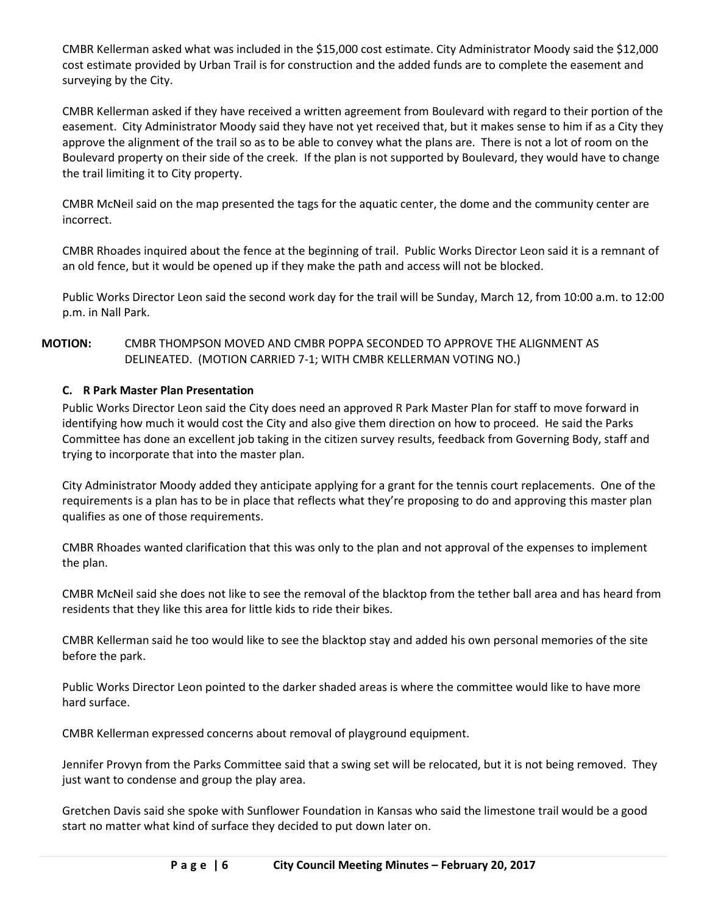CMBR Kellerman asked what was included in the $15,000 cost estimate. City Administrator Moody said the $12,000 cost estimate provided by Urban Trail is for construction and the added funds are to complete the easement and surveying by the City.

CMBR Kellerman asked if they have received a written agreement from Boulevard with regard to their portion of the easement. City Administrator Moody said they have not yet received that, but it makes sense to him if as a City they approve the alignment of the trail so as to be able to convey what the plans are. There is not a lot of room on the Boulevard property on their side of the creek. If the plan is not supported by Boulevard, they would have to change the trail limiting it to City property.

CMBR McNeil said on the map presented the tags for the aquatic center, the dome and the community center are incorrect.

CMBR Rhoades inquired about the fence at the beginning of trail. Public Works Director Leon said it is a remnant of an old fence, but it would be opened up if they make the path and access will not be blocked.

Public Works Director Leon said the second work day for the trail will be Sunday, March 12, from 10:00 a.m. to 12:00 p.m. in Nall Park.

**MOTION:** CMBR THOMPSON MOVED AND CMBR POPPA SECONDED TO APPROVE THE ALIGNMENT AS DELINEATED. (MOTION CARRIED 7-1; WITH CMBR KELLERMAN VOTING NO.)

**C. R Park Master Plan Presentation**

Public Works Director Leon said the City does need an approved R Park Master Plan for staff to move forward in identifying how much it would cost the City and also give them direction on how to proceed. He said the Parks Committee has done an excellent job taking in the citizen survey results, feedback from Governing Body, staff and trying to incorporate that into the master plan.

City Administrator Moody added they anticipate applying for a grant for the tennis court replacements. One of the requirements is a plan has to be in place that reflects what they're proposing to do and approving this master plan qualifies as one of those requirements.

CMBR Rhoades wanted clarification that this was only to the plan and not approval of the expenses to implement the plan.

CMBR McNeil said she does not like to see the removal of the blacktop from the tether ball area and has heard from residents that they like this area for little kids to ride their bikes.

CMBR Kellerman said he too would like to see the blacktop stay and added his own personal memories of the site before the park.

Public Works Director Leon pointed to the darker shaded areas is where the committee would like to have more hard surface.

CMBR Kellerman expressed concerns about removal of playground equipment.

Jennifer Provyn from the Parks Committee said that a swing set will be relocated, but it is not being removed. They just want to condense and group the play area.

Gretchen Davis said she spoke with Sunflower Foundation in Kansas who said the limestone trail would be a good start no matter what kind of surface they decided to put down later on.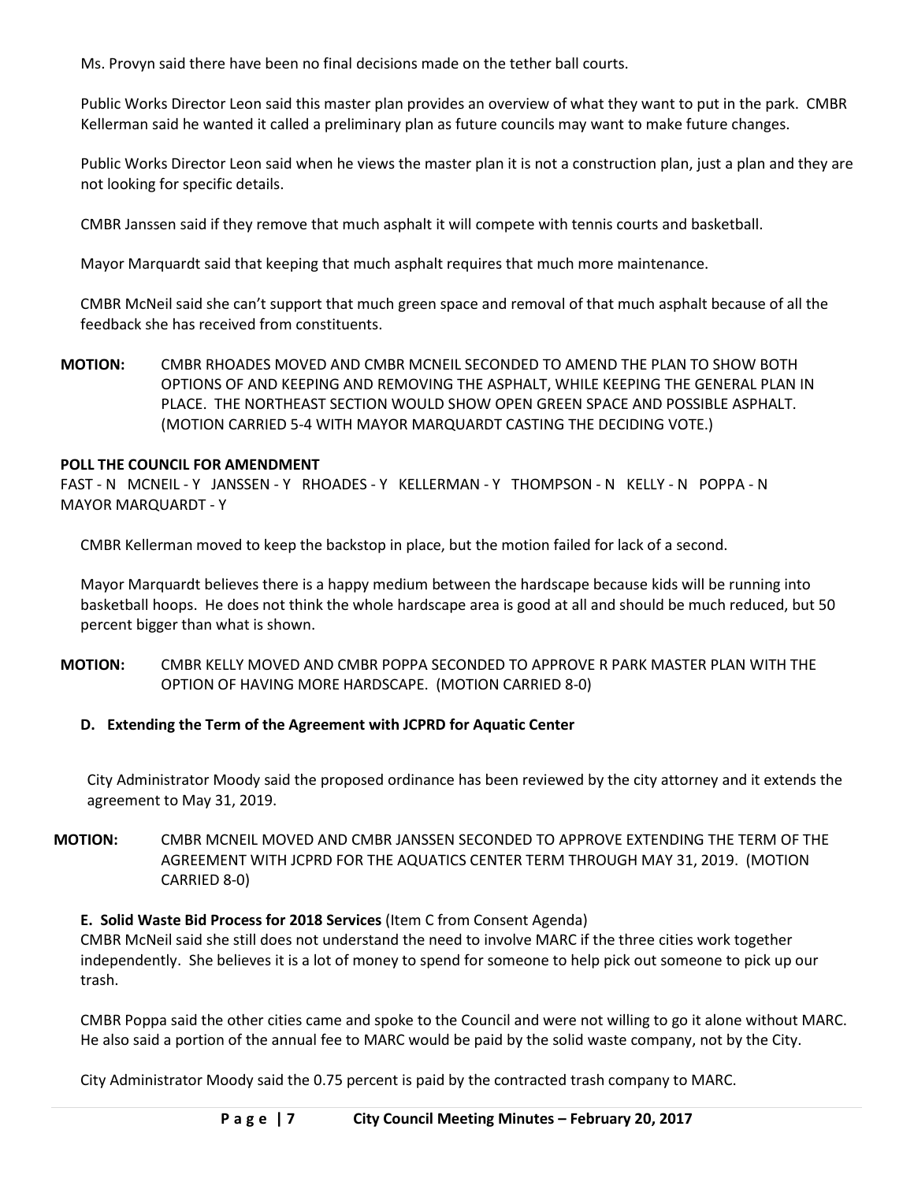Ms. Provyn said there have been no final decisions made on the tether ball courts.

Public Works Director Leon said this master plan provides an overview of what they want to put in the park. CMBR Kellerman said he wanted it called a preliminary plan as future councils may want to make future changes.

Public Works Director Leon said when he views the master plan it is not a construction plan, just a plan and they are not looking for specific details.

CMBR Janssen said if they remove that much asphalt it will compete with tennis courts and basketball.

Mayor Marquardt said that keeping that much asphalt requires that much more maintenance.

CMBR McNeil said she can't support that much green space and removal of that much asphalt because of all the feedback she has received from constituents.

**MOTION:** CMBR RHOADES MOVED AND CMBR MCNEIL SECONDED TO AMEND THE PLAN TO SHOW BOTH OPTIONS OF AND KEEPING AND REMOVING THE ASPHALT, WHILE KEEPING THE GENERAL PLAN IN PLACE. THE NORTHEAST SECTION WOULD SHOW OPEN GREEN SPACE AND POSSIBLE ASPHALT. (MOTION CARRIED 5-4 WITH MAYOR MARQUARDT CASTING THE DECIDING VOTE.)

**POLL THE COUNCIL FOR AMENDMENT**

FAST - N MCNEIL - Y JANSSEN - Y RHOADES - Y KELLERMAN - Y THOMPSON - N KELLY - N POPPA - N MAYOR MARQUARDT - Y

CMBR Kellerman moved to keep the backstop in place, but the motion failed for lack of a second.

Mayor Marquardt believes there is a happy medium between the hardscape because kids will be running into basketball hoops. He does not think the whole hardscape area is good at all and should be much reduced, but 50 percent bigger than what is shown.

**MOTION:** CMBR KELLY MOVED AND CMBR POPPA SECONDED TO APPROVE R PARK MASTER PLAN WITH THE OPTION OF HAVING MORE HARDSCAPE. (MOTION CARRIED 8-0)

**D. Extending the Term of the Agreement with JCPRD for Aquatic Center**

City Administrator Moody said the proposed ordinance has been reviewed by the city attorney and it extends the agreement to May 31, 2019.

**MOTION:** CMBR MCNEIL MOVED AND CMBR JANSSEN SECONDED TO APPROVE EXTENDING THE TERM OF THE AGREEMENT WITH JCPRD FOR THE AQUATICS CENTER TERM THROUGH MAY 31, 2019. (MOTION CARRIED 8-0)

**E. Solid Waste Bid Process for 2018 Services** (Item C from Consent Agenda)

CMBR McNeil said she still does not understand the need to involve MARC if the three cities work together independently. She believes it is a lot of money to spend for someone to help pick out someone to pick up our trash.

CMBR Poppa said the other cities came and spoke to the Council and were not willing to go it alone without MARC. He also said a portion of the annual fee to MARC would be paid by the solid waste company, not by the City.

City Administrator Moody said the 0.75 percent is paid by the contracted trash company to MARC.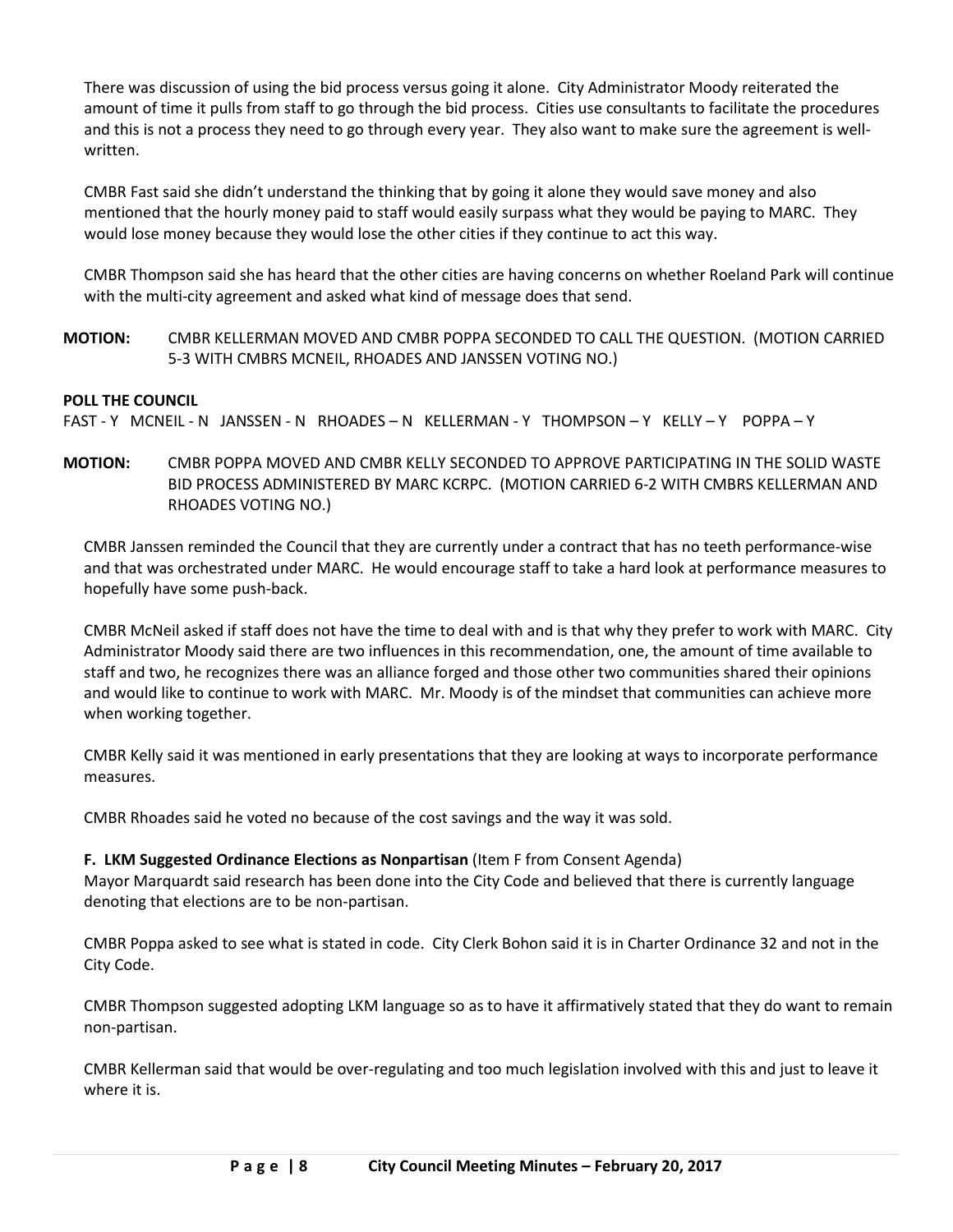There was discussion of using the bid process versus going it alone. City Administrator Moody reiterated the amount of time it pulls from staff to go through the bid process. Cities use consultants to facilitate the procedures and this is not a process they need to go through every year. They also want to make sure the agreement is well-written.

CMBR Fast said she didn't understand the thinking that by going it alone they would save money and also mentioned that the hourly money paid to staff would easily surpass what they would be paying to MARC. They would lose money because they would lose the other cities if they continue to act this way.

CMBR Thompson said she has heard that the other cities are having concerns on whether Roeland Park will continue with the multi-city agreement and asked what kind of message does that send.

**MOTION:** CMBR KELLERMAN MOVED AND CMBR POPPA SECONDED TO CALL THE QUESTION. (MOTION CARRIED 5-3 WITH CMBRS MCNEIL, RHOADES AND JANSSEN VOTING NO.)

**POLL THE COUNCIL**

FAST - Y MCNEIL - N JANSSEN - N RHOADES – N KELLERMAN - Y THOMPSON – Y KELLY – Y POPPA – Y

**MOTION:** CMBR POPPA MOVED AND CMBR KELLY SECONDED TO APPROVE PARTICIPATING IN THE SOLID WASTE BID PROCESS ADMINISTERED BY MARC KCRPC. (MOTION CARRIED 6-2 WITH CMBRS KELLERMAN AND RHOADES VOTING NO.)

CMBR Janssen reminded the Council that they are currently under a contract that has no teeth performance-wise and that was orchestrated under MARC. He would encourage staff to take a hard look at performance measures to hopefully have some push-back.

CMBR McNeil asked if staff does not have the time to deal with and is that why they prefer to work with MARC. City Administrator Moody said there are two influences in this recommendation, one, the amount of time available to staff and two, he recognizes there was an alliance forged and those other two communities shared their opinions and would like to continue to work with MARC. Mr. Moody is of the mindset that communities can achieve more when working together.

CMBR Kelly said it was mentioned in early presentations that they are looking at ways to incorporate performance measures.

CMBR Rhoades said he voted no because of the cost savings and the way it was sold.

**F. LKM Suggested Ordinance Elections as Nonpartisan** (Item F from Consent Agenda)

Mayor Marquardt said research has been done into the City Code and believed that there is currently language denoting that elections are to be non-partisan.

CMBR Poppa asked to see what is stated in code. City Clerk Bohon said it is in Charter Ordinance 32 and not in the City Code.

CMBR Thompson suggested adopting LKM language so as to have it affirmatively stated that they do want to remain non-partisan.

CMBR Kellerman said that would be over-regulating and too much legislation involved with this and just to leave it where it is.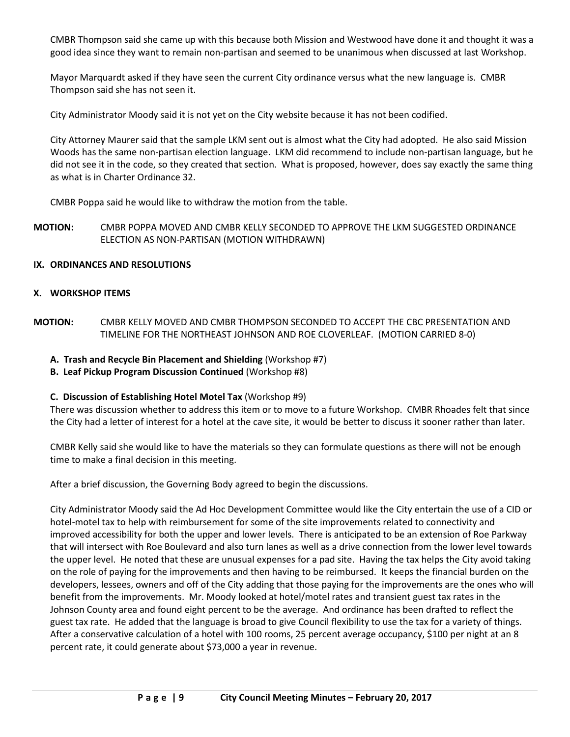CMBR Thompson said she came up with this because both Mission and Westwood have done it and thought it was a good idea since they want to remain non-partisan and seemed to be unanimous when discussed at last Workshop.

Mayor Marquardt asked if they have seen the current City ordinance versus what the new language is. CMBR Thompson said she has not seen it.

City Administrator Moody said it is not yet on the City website because it has not been codified.

City Attorney Maurer said that the sample LKM sent out is almost what the City had adopted. He also said Mission Woods has the same non-partisan election language. LKM did recommend to include non-partisan language, but he did not see it in the code, so they created that section. What is proposed, however, does say exactly the same thing as what is in Charter Ordinance 32.

CMBR Poppa said he would like to withdraw the motion from the table.

**MOTION:** CMBR POPPA MOVED AND CMBR KELLY SECONDED TO APPROVE THE LKM SUGGESTED ORDINANCE ELECTION AS NON-PARTISAN (MOTION WITHDRAWN)

## IX. ORDINANCES AND RESOLUTIONS

## X. WORKSHOP ITEMS

**MOTION:** CMBR KELLY MOVED AND CMBR THOMPSON SECONDED TO ACCEPT THE CBC PRESENTATION AND TIMELINE FOR THE NORTHEAST JOHNSON AND ROE CLOVERLEAF. (MOTION CARRIED 8-0)

**A. Trash and Recycle Bin Placement and Shielding** (Workshop #7)

**B. Leaf Pickup Program Discussion Continued** (Workshop #8)

**C. Discussion of Establishing Hotel Motel Tax** (Workshop #9)

There was discussion whether to address this item or to move to a future Workshop. CMBR Rhoades felt that since the City had a letter of interest for a hotel at the cave site, it would be better to discuss it sooner rather than later.

CMBR Kelly said she would like to have the materials so they can formulate questions as there will not be enough time to make a final decision in this meeting.

After a brief discussion, the Governing Body agreed to begin the discussions.

City Administrator Moody said the Ad Hoc Development Committee would like the City entertain the use of a CID or hotel-motel tax to help with reimbursement for some of the site improvements related to connectivity and improved accessibility for both the upper and lower levels. There is anticipated to be an extension of Roe Parkway that will intersect with Roe Boulevard and also turn lanes as well as a drive connection from the lower level towards the upper level. He noted that these are unusual expenses for a pad site. Having the tax helps the City avoid taking on the role of paying for the improvements and then having to be reimbursed. It keeps the financial burden on the developers, lessees, owners and off of the City adding that those paying for the improvements are the ones who will benefit from the improvements. Mr. Moody looked at hotel/motel rates and transient guest tax rates in the Johnson County area and found eight percent to be the average. And ordinance has been drafted to reflect the guest tax rate. He added that the language is broad to give Council flexibility to use the tax for a variety of things. After a conservative calculation of a hotel with 100 rooms, 25 percent average occupancy, $100 per night at an 8 percent rate, it could generate about $73,000 a year in revenue.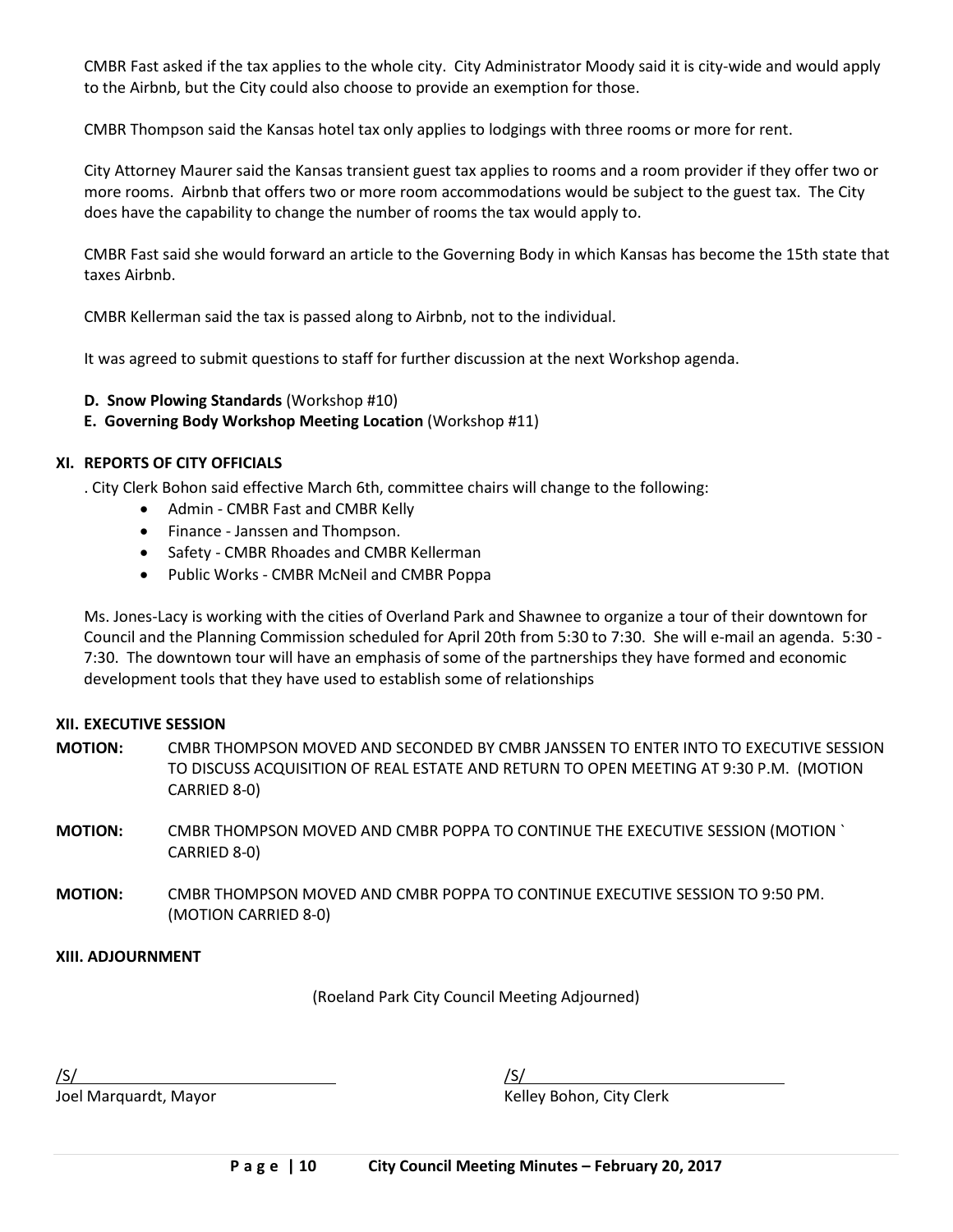CMBR Fast asked if the tax applies to the whole city. City Administrator Moody said it is city-wide and would apply to the Airbnb, but the City could also choose to provide an exemption for those.

CMBR Thompson said the Kansas hotel tax only applies to lodgings with three rooms or more for rent.

City Attorney Maurer said the Kansas transient guest tax applies to rooms and a room provider if they offer two or more rooms. Airbnb that offers two or more room accommodations would be subject to the guest tax. The City does have the capability to change the number of rooms the tax would apply to.

CMBR Fast said she would forward an article to the Governing Body in which Kansas has become the 15th state that taxes Airbnb.

CMBR Kellerman said the tax is passed along to Airbnb, not to the individual.

It was agreed to submit questions to staff for further discussion at the next Workshop agenda.

**D. Snow Plowing Standards** (Workshop #10)
**E. Governing Body Workshop Meeting Location** (Workshop #11)

### XI. REPORTS OF CITY OFFICIALS

. City Clerk Bohon said effective March 6th, committee chairs will change to the following:

- Admin - CMBR Fast and CMBR Kelly
- Finance - Janssen and Thompson.
- Safety - CMBR Rhoades and CMBR Kellerman
- Public Works - CMBR McNeil and CMBR Poppa

Ms. Jones-Lacy is working with the cities of Overland Park and Shawnee to organize a tour of their downtown for Council and the Planning Commission scheduled for April 20th from 5:30 to 7:30. She will e-mail an agenda. 5:30 - 7:30. The downtown tour will have an emphasis of some of the partnerships they have formed and economic development tools that they have used to establish some of relationships

### XII. EXECUTIVE SESSION

**MOTION:** CMBR THOMPSON MOVED AND SECONDED BY CMBR JANSSEN TO ENTER INTO TO EXECUTIVE SESSION TO DISCUSS ACQUISITION OF REAL ESTATE AND RETURN TO OPEN MEETING AT 9:30 P.M. (MOTION CARRIED 8-0)

**MOTION:** CMBR THOMPSON MOVED AND CMBR POPPA TO CONTINUE THE EXECUTIVE SESSION (MOTION ` CARRIED 8-0)

**MOTION:** CMBR THOMPSON MOVED AND CMBR POPPA TO CONTINUE EXECUTIVE SESSION TO 9:50 PM. (MOTION CARRIED 8-0)

### XIII. ADJOURNMENT

(Roeland Park City Council Meeting Adjourned)

/S/
Joel Marquardt, Mayor

/S/
Kelley Bohon, City Clerk